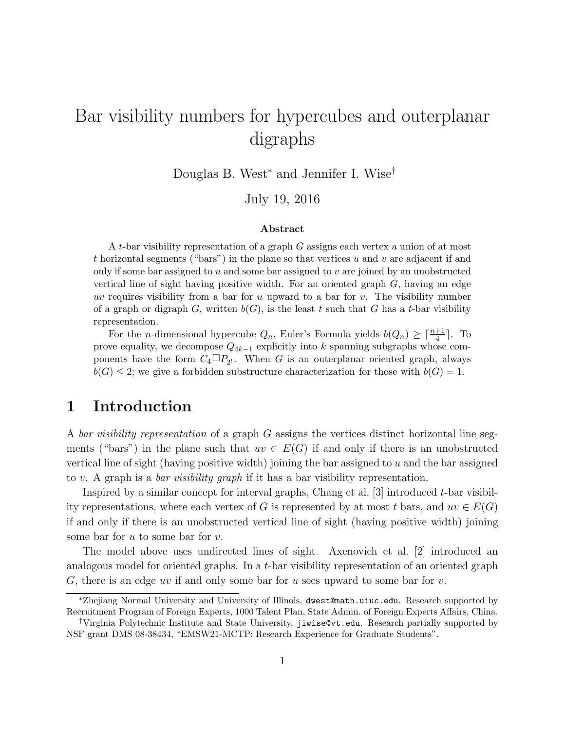# Bar visibility numbers for hypercubes and outerplanar digraphs

Douglas B. West* and Jennifer I. Wise†

July 19, 2016

### Abstract

A $t$-bar visibility representation of a graph $G$ assigns each vertex a union of at most $t$ horizontal segments ("bars") in the plane so that vertices $u$ and $v$ are adjacent if and only if some bar assigned to $u$ and some bar assigned to $v$ are joined by an unobstructed vertical line of sight having positive width. For an oriented graph $G$, having an edge $uv$ requires visibility from a bar for $u$ upward to a bar for $v$. The visibility number of a graph or digraph $G$, written $b(G)$, is the least $t$ such that $G$ has a $t$-bar visibility representation.

For the $n$-dimensional hypercube $Q_n$, Euler's Formula yields $b(Q_n) \geq \lceil \frac{n+1}{4} \rceil$. To prove equality, we decompose $Q_{4k-1}$ explicitly into $k$ spanning subgraphs whose components have the form $C_4 \square P_{2^l}$. When $G$ is an outerplanar oriented graph, always $b(G) \leq 2$; we give a forbidden substructure characterization for those with $b(G) = 1$.

## 1 Introduction

A *bar visibility representation* of a graph $G$ assigns the vertices distinct horizontal line segments ("bars") in the plane such that $uv \in E(G)$ if and only if there is an unobstructed vertical line of sight (having positive width) joining the bar assigned to $u$ and the bar assigned to $v$. A graph is a *bar visibility graph* if it has a bar visibility representation.

Inspired by a similar concept for interval graphs, Chang et al. [3] introduced $t$-bar visibility representations, where each vertex of $G$ is represented by at most $t$ bars, and $uv \in E(G)$ if and only if there is an unobstructed vertical line of sight (having positive width) joining some bar for $u$ to some bar for $v$.

The model above uses undirected lines of sight. Axenovich et al. [2] introduced an analogous model for oriented graphs. In a $t$-bar visibility representation of an oriented graph $G$, there is an edge $uv$ if and only some bar for $u$ sees upward to some bar for $v$.

---

*Zhejiang Normal University and University of Illinois, dwest@math.uiuc.edu. Research supported by Recruitment Program of Foreign Experts, 1000 Talent Plan, State Admin. of Foreign Experts Affairs, China.

†Virginia Polytechnic Institute and State University, jiwise@vt.edu. Research partially supported by NSF grant DMS 08-38434, "EMSW21-MCTP: Research Experience for Graduate Students".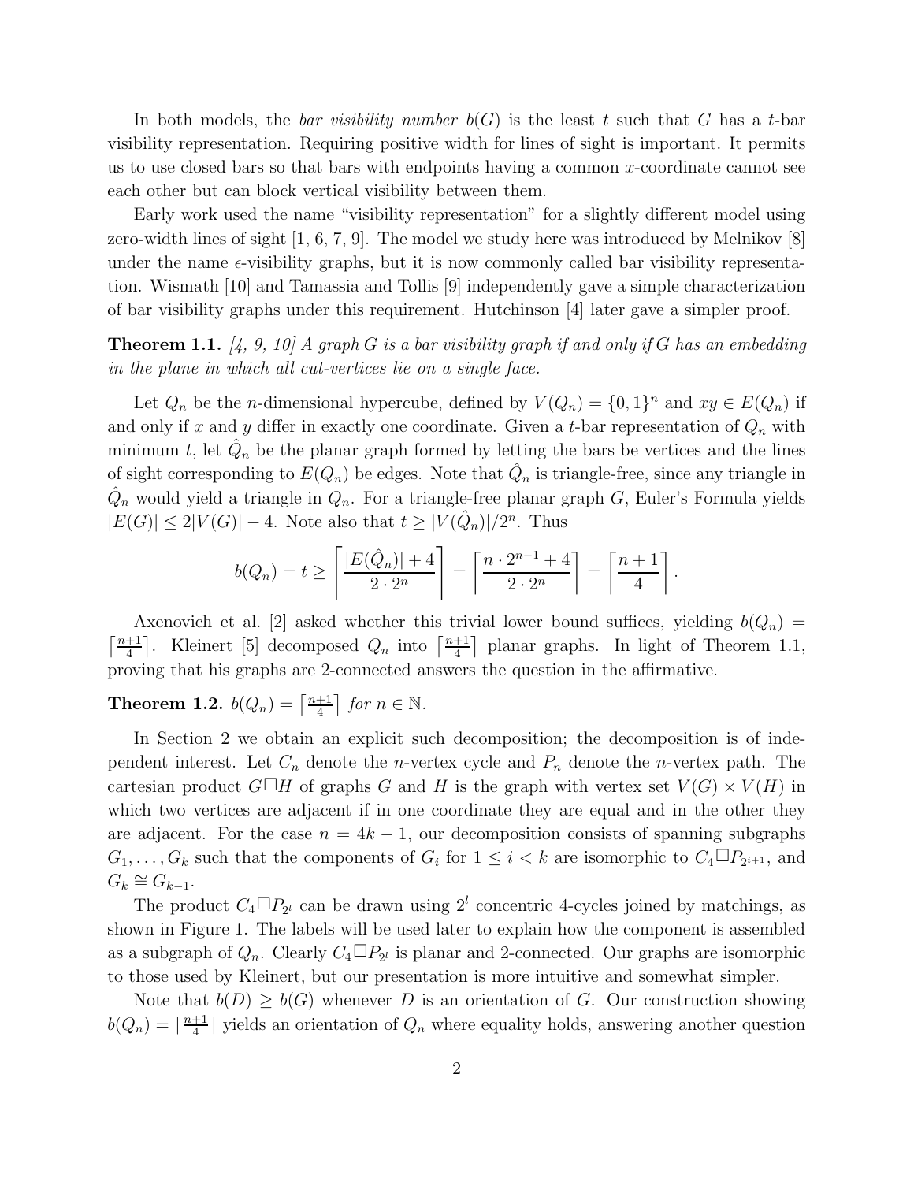In both models, the *bar visibility number* $b(G)$ is the least $t$ such that $G$ has a $t$-bar visibility representation. Requiring positive width for lines of sight is important. It permits us to use closed bars so that bars with endpoints having a common $x$-coordinate cannot see each other but can block vertical visibility between them.

Early work used the name "visibility representation" for a slightly different model using zero-width lines of sight [1, 6, 7, 9]. The model we study here was introduced by Melnikov [8] under the name $\epsilon$-visibility graphs, but it is now commonly called bar visibility representation. Wismath [10] and Tamassia and Tollis [9] independently gave a simple characterization of bar visibility graphs under this requirement. Hutchinson [4] later gave a simpler proof.

**Theorem 1.1.** *[4, 9, 10] A graph $G$ is a bar visibility graph if and only if $G$ has an embedding in the plane in which all cut-vertices lie on a single face.*

Let $Q_n$ be the $n$-dimensional hypercube, defined by $V(Q_n) = \{0,1\}^n$ and $xy \in E(Q_n)$ if and only if $x$ and $y$ differ in exactly one coordinate. Given a $t$-bar representation of $Q_n$ with minimum $t$, let $\hat{Q}_n$ be the planar graph formed by letting the bars be vertices and the lines of sight corresponding to $E(Q_n)$ be edges. Note that $\hat{Q}_n$ is triangle-free, since any triangle in $\hat{Q}_n$ would yield a triangle in $Q_n$. For a triangle-free planar graph $G$, Euler's Formula yields $|E(G)| \le 2|V(G)| - 4$. Note also that $t \ge |V(\hat{Q}_n)|/2^n$. Thus

$$b(Q_n) = t \ge \left\lceil \frac{|E(\hat{Q}_n)| + 4}{2 \cdot 2^n} \right\rceil = \left\lceil \frac{n \cdot 2^{n-1} + 4}{2 \cdot 2^n} \right\rceil = \left\lceil \frac{n+1}{4} \right\rceil.$$

Axenovich et al. [2] asked whether this trivial lower bound suffices, yielding $b(Q_n) = \left\lceil \frac{n+1}{4} \right\rceil$. Kleinert [5] decomposed $Q_n$ into $\left\lceil \frac{n+1}{4} \right\rceil$ planar graphs. In light of Theorem 1.1, proving that his graphs are 2-connected answers the question in the affirmative.

**Theorem 1.2.** $b(Q_n) = \left\lceil \frac{n+1}{4} \right\rceil$ *for* $n \in \mathbb{N}$.

In Section 2 we obtain an explicit such decomposition; the decomposition is of independent interest. Let $C_n$ denote the $n$-vertex cycle and $P_n$ denote the $n$-vertex path. The cartesian product $G \square H$ of graphs $G$ and $H$ is the graph with vertex set $V(G) \times V(H)$ in which two vertices are adjacent if in one coordinate they are equal and in the other they are adjacent. For the case $n = 4k - 1$, our decomposition consists of spanning subgraphs $G_1, \ldots, G_k$ such that the components of $G_i$ for $1 \le i < k$ are isomorphic to $C_4 \square P_{2^{i+1}}$, and $G_k \cong G_{k-1}$.

The product $C_4 \square P_{2^l}$ can be drawn using $2^l$ concentric 4-cycles joined by matchings, as shown in Figure 1. The labels will be used later to explain how the component is assembled as a subgraph of $Q_n$. Clearly $C_4 \square P_{2^l}$ is planar and 2-connected. Our graphs are isomorphic to those used by Kleinert, but our presentation is more intuitive and somewhat simpler.

Note that $b(D) \ge b(G)$ whenever $D$ is an orientation of $G$. Our construction showing $b(Q_n) = \lceil \frac{n+1}{4} \rceil$ yields an orientation of $Q_n$ where equality holds, answering another question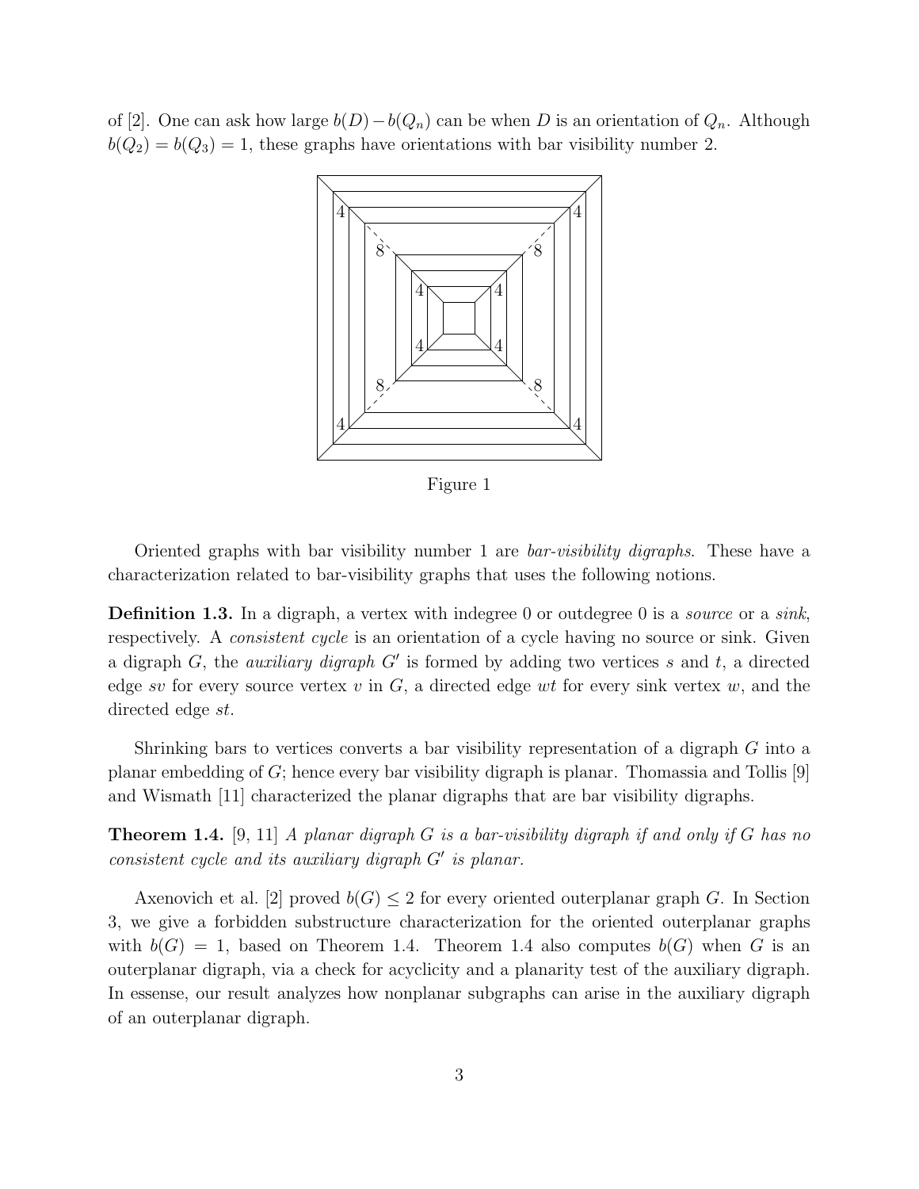of [2]. One can ask how large $b(D) - b(Q_n)$ can be when $D$ is an orientation of $Q_n$. Although $b(Q_2) = b(Q_3) = 1$, these graphs have orientations with bar visibility number 2.

Figure 1

Oriented graphs with bar visibility number 1 are *bar-visibility digraphs*. These have a characterization related to bar-visibility graphs that uses the following notions.

**Definition 1.3.** In a digraph, a vertex with indegree 0 or outdegree 0 is a *source* or a *sink*, respectively. A *consistent cycle* is an orientation of a cycle having no source or sink. Given a digraph $G$, the *auxiliary digraph* $G'$ is formed by adding two vertices $s$ and $t$, a directed edge $sv$ for every source vertex $v$ in $G$, a directed edge $wt$ for every sink vertex $w$, and the directed edge $st$.

Shrinking bars to vertices converts a bar visibility representation of a digraph $G$ into a planar embedding of $G$; hence every bar visibility digraph is planar. Thomassia and Tollis [9] and Wismath [11] characterized the planar digraphs that are bar visibility digraphs.

**Theorem 1.4.** [9, 11] *A planar digraph $G$ is a bar-visibility digraph if and only if $G$ has no consistent cycle and its auxiliary digraph $G'$ is planar.*

Axenovich et al. [2] proved $b(G) \leq 2$ for every oriented outerplanar graph $G$. In Section 3, we give a forbidden substructure characterization for the oriented outerplanar graphs with $b(G) = 1$, based on Theorem 1.4. Theorem 1.4 also computes $b(G)$ when $G$ is an outerplanar digraph, via a check for acyclicity and a planarity test of the auxiliary digraph. In essense, our result analyzes how nonplanar subgraphs can arise in the auxiliary digraph of an outerplanar digraph.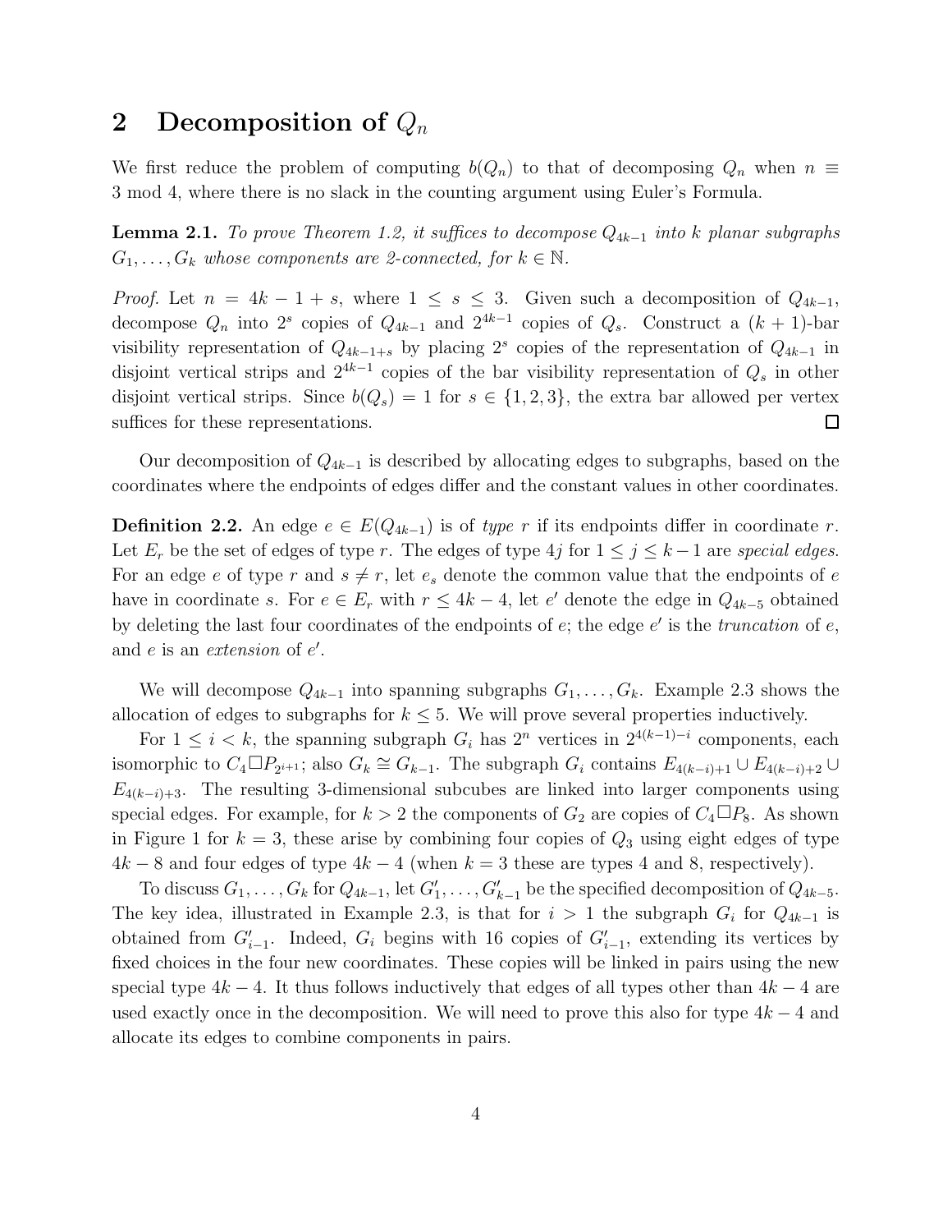## 2 Decomposition of $Q_n$

We first reduce the problem of computing $b(Q_n)$ to that of decomposing $Q_n$ when $n \equiv 3 \bmod 4$, where there is no slack in the counting argument using Euler's Formula.

**Lemma 2.1.** *To prove Theorem 1.2, it suffices to decompose $Q_{4k-1}$ into $k$ planar subgraphs $G_1, \ldots, G_k$ whose components are 2-connected, for $k \in \mathbb{N}$.*

*Proof.* Let $n = 4k - 1 + s$, where $1 \le s \le 3$. Given such a decomposition of $Q_{4k-1}$, decompose $Q_n$ into $2^s$ copies of $Q_{4k-1}$ and $2^{4k-1}$ copies of $Q_s$. Construct a $(k+1)$-bar visibility representation of $Q_{4k-1+s}$ by placing $2^s$ copies of the representation of $Q_{4k-1}$ in disjoint vertical strips and $2^{4k-1}$ copies of the bar visibility representation of $Q_s$ in other disjoint vertical strips. Since $b(Q_s) = 1$ for $s \in \{1, 2, 3\}$, the extra bar allowed per vertex suffices for these representations. $\square$

Our decomposition of $Q_{4k-1}$ is described by allocating edges to subgraphs, based on the coordinates where the endpoints of edges differ and the constant values in other coordinates.

**Definition 2.2.** An edge $e \in E(Q_{4k-1})$ is of *type* $r$ if its endpoints differ in coordinate $r$. Let $E_r$ be the set of edges of type $r$. The edges of type $4j$ for $1 \le j \le k-1$ are *special edges*. For an edge $e$ of type $r$ and $s \ne r$, let $e_s$ denote the common value that the endpoints of $e$ have in coordinate $s$. For $e \in E_r$ with $r \le 4k-4$, let $e'$ denote the edge in $Q_{4k-5}$ obtained by deleting the last four coordinates of the endpoints of $e$; the edge $e'$ is the *truncation* of $e$, and $e$ is an *extension* of $e'$.

We will decompose $Q_{4k-1}$ into spanning subgraphs $G_1, \ldots, G_k$. Example 2.3 shows the allocation of edges to subgraphs for $k \le 5$. We will prove several properties inductively.

For $1 \le i < k$, the spanning subgraph $G_i$ has $2^n$ vertices in $2^{4(k-1)-i}$ components, each isomorphic to $C_4 \square P_{2^{i+1}}$; also $G_k \cong G_{k-1}$. The subgraph $G_i$ contains $E_{4(k-i)+1} \cup E_{4(k-i)+2} \cup E_{4(k-i)+3}$. The resulting 3-dimensional subcubes are linked into larger components using special edges. For example, for $k > 2$ the components of $G_2$ are copies of $C_4 \square P_8$. As shown in Figure 1 for $k = 3$, these arise by combining four copies of $Q_3$ using eight edges of type $4k - 8$ and four edges of type $4k - 4$ (when $k = 3$ these are types 4 and 8, respectively).

To discuss $G_1, \ldots, G_k$ for $Q_{4k-1}$, let $G'_1, \ldots, G'_{k-1}$ be the specified decomposition of $Q_{4k-5}$. The key idea, illustrated in Example 2.3, is that for $i > 1$ the subgraph $G_i$ for $Q_{4k-1}$ is obtained from $G'_{i-1}$. Indeed, $G_i$ begins with 16 copies of $G'_{i-1}$, extending its vertices by fixed choices in the four new coordinates. These copies will be linked in pairs using the new special type $4k - 4$. It thus follows inductively that edges of all types other than $4k - 4$ are used exactly once in the decomposition. We will need to prove this also for type $4k - 4$ and allocate its edges to combine components in pairs.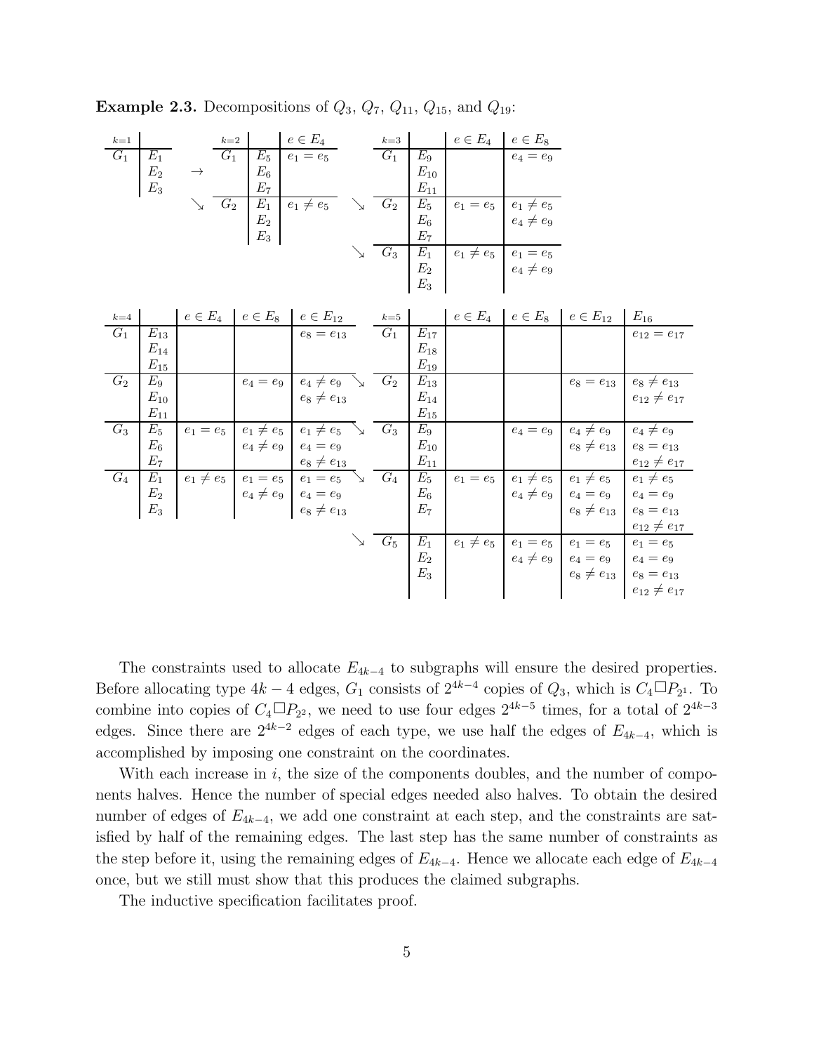**Example 2.3.** Decompositions of $Q_3$, $Q_7$, $Q_{11}$, $Q_{15}$, and $Q_{19}$:

| $k=1$ | |
|---|---|
| $G_1$ | $E_1$, $E_2$, $E_3$ |

$\rightarrow$ / $\searrow$

| $k=2$ | | $e \in E_4$ |
|---|---|---|
| $G_1$ | $E_5$, $E_6$, $E_7$ | $e_1 = e_5$ |
| $G_2$ | $E_1$, $E_2$, $E_3$ | $e_1 \neq e_5$ |

| $k=3$ | | $e \in E_4$ | $e \in E_8$ |
|---|---|---|---|
| $G_1$ | $E_9$, $E_{10}$, $E_{11}$ | | $e_4 = e_9$ |
| $G_2$ | $E_5$, $E_6$, $E_7$ | $e_1 = e_5$ | $e_1 \neq e_5$, $e_4 \neq e_9$ |
| $G_3$ | $E_1$, $E_2$, $E_3$ | $e_1 \neq e_5$ | $e_1 = e_5$, $e_4 \neq e_9$ |

| $k=4$ | | $e \in E_4$ | $e \in E_8$ | $e \in E_{12}$ |
|---|---|---|---|---|
| $G_1$ | $E_{13}$, $E_{14}$, $E_{15}$ | | | $e_8 = e_{13}$ |
| $G_2$ | $E_9$, $E_{10}$, $E_{11}$ | | $e_4 = e_9$ | $e_4 \neq e_9$, $e_8 \neq e_{13}$ |
| $G_3$ | $E_5$, $E_6$, $E_7$ | $e_1 = e_5$ | $e_1 \neq e_5$, $e_4 \neq e_9$ | $e_1 \neq e_5$, $e_4 = e_9$, $e_8 \neq e_{13}$ |
| $G_4$ | $E_1$, $E_2$, $E_3$ | $e_1 \neq e_5$ | $e_1 = e_5$, $e_4 \neq e_9$ | $e_1 = e_5$, $e_4 = e_9$, $e_8 \neq e_{13}$ |

| $k=5$ | | $e \in E_4$ | $e \in E_8$ | $e \in E_{12}$ | $E_{16}$ |
|---|---|---|---|---|---|
| $G_1$ | $E_{17}$, $E_{18}$, $E_{19}$ | | | | $e_{12} = e_{17}$ |
| $G_2$ | $E_{13}$, $E_{14}$, $E_{15}$ | | | $e_8 = e_{13}$ | $e_8 \neq e_{13}$, $e_{12} \neq e_{17}$ |
| $G_3$ | $E_9$, $E_{10}$, $E_{11}$ | | $e_4 = e_9$ | $e_4 \neq e_9$, $e_8 \neq e_{13}$ | $e_4 \neq e_9$, $e_8 = e_{13}$, $e_{12} \neq e_{17}$ |
| $G_4$ | $E_5$, $E_6$, $E_7$ | $e_1 = e_5$ | $e_1 \neq e_5$, $e_4 \neq e_9$ | $e_1 \neq e_5$, $e_4 = e_9$, $e_8 \neq e_{13}$ | $e_1 \neq e_5$, $e_4 = e_9$, $e_8 = e_{13}$, $e_{12} \neq e_{17}$ |
| $G_5$ | $E_1$, $E_2$, $E_3$ | $e_1 \neq e_5$ | $e_1 = e_5$, $e_4 \neq e_9$ | $e_1 = e_5$, $e_4 = e_9$, $e_8 \neq e_{13}$ | $e_1 = e_5$, $e_4 = e_9$, $e_8 = e_{13}$, $e_{12} \neq e_{17}$ |

The constraints used to allocate $E_{4k-4}$ to subgraphs will ensure the desired properties. Before allocating type $4k-4$ edges, $G_1$ consists of $2^{4k-4}$ copies of $Q_3$, which is $C_4 \square P_{2^1}$. To combine into copies of $C_4 \square P_{2^2}$, we need to use four edges $2^{4k-5}$ times, for a total of $2^{4k-3}$ edges. Since there are $2^{4k-2}$ edges of each type, we use half the edges of $E_{4k-4}$, which is accomplished by imposing one constraint on the coordinates.

With each increase in $i$, the size of the components doubles, and the number of components halves. Hence the number of special edges needed also halves. To obtain the desired number of edges of $E_{4k-4}$, we add one constraint at each step, and the constraints are satisfied by half of the remaining edges. The last step has the same number of constraints as the step before it, using the remaining edges of $E_{4k-4}$. Hence we allocate each edge of $E_{4k-4}$ once, but we still must show that this produces the claimed subgraphs.

The inductive specification facilitates proof.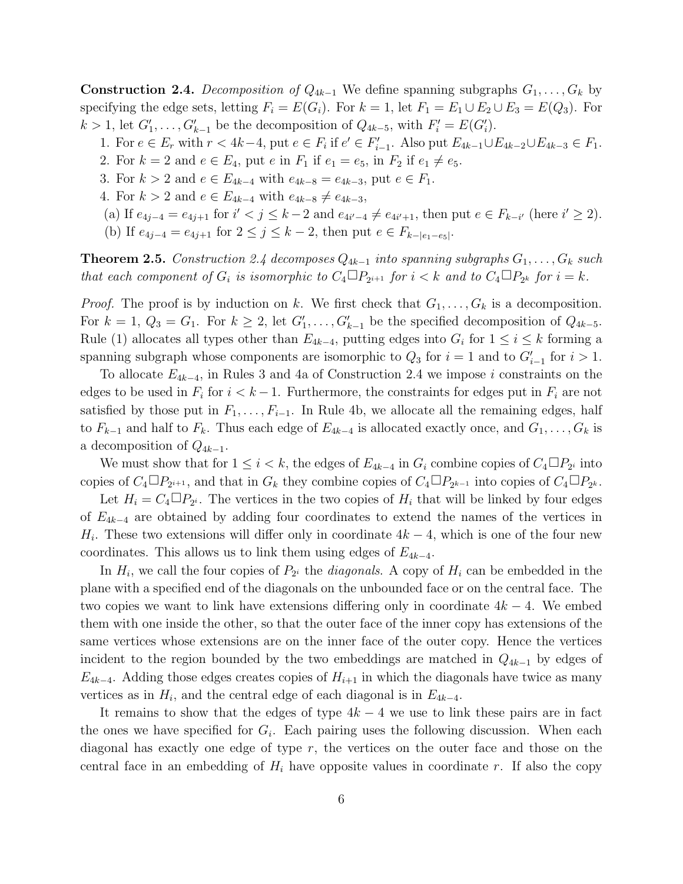**Construction 2.4.** *Decomposition of $Q_{4k-1}$* We define spanning subgraphs $G_1, \ldots, G_k$ by specifying the edge sets, letting $F_i = E(G_i)$. For $k = 1$, let $F_1 = E_1 \cup E_2 \cup E_3 = E(Q_3)$. For $k > 1$, let $G'_1, \ldots, G'_{k-1}$ be the decomposition of $Q_{4k-5}$, with $F'_i = E(G'_i)$.

1. For $e \in E_r$ with $r < 4k-4$, put $e \in F_i$ if $e' \in F'_{i-1}$. Also put $E_{4k-1} \cup E_{4k-2} \cup E_{4k-3} \in F_1$.
2. For $k = 2$ and $e \in E_4$, put $e$ in $F_1$ if $e_1 = e_5$, in $F_2$ if $e_1 \neq e_5$.
3. For $k > 2$ and $e \in E_{4k-4}$ with $e_{4k-8} = e_{4k-3}$, put $e \in F_1$.
4. For $k > 2$ and $e \in E_{4k-4}$ with $e_{4k-8} \neq e_{4k-3}$,
   (a) If $e_{4j-4} = e_{4j+1}$ for $i' < j \leq k-2$ and $e_{4i'-4} \neq e_{4i'+1}$, then put $e \in F_{k-i'}$ (here $i' \geq 2$).
   (b) If $e_{4j-4} = e_{4j+1}$ for $2 \leq j \leq k-2$, then put $e \in F_{k-|e_1 - e_5|}$.

**Theorem 2.5.** *Construction 2.4 decomposes $Q_{4k-1}$ into spanning subgraphs $G_1, \ldots, G_k$ such that each component of $G_i$ is isomorphic to $C_4 \square P_{2^{i+1}}$ for $i < k$ and to $C_4 \square P_{2^k}$ for $i = k$.*

*Proof.* The proof is by induction on $k$. We first check that $G_1, \ldots, G_k$ is a decomposition. For $k = 1$, $Q_3 = G_1$. For $k \geq 2$, let $G'_1, \ldots, G'_{k-1}$ be the specified decomposition of $Q_{4k-5}$. Rule (1) allocates all types other than $E_{4k-4}$, putting edges into $G_i$ for $1 \leq i \leq k$ forming a spanning subgraph whose components are isomorphic to $Q_3$ for $i = 1$ and to $G'_{i-1}$ for $i > 1$.

To allocate $E_{4k-4}$, in Rules 3 and 4a of Construction 2.4 we impose $i$ constraints on the edges to be used in $F_i$ for $i < k-1$. Furthermore, the constraints for edges put in $F_i$ are not satisfied by those put in $F_1, \ldots, F_{i-1}$. In Rule 4b, we allocate all the remaining edges, half to $F_{k-1}$ and half to $F_k$. Thus each edge of $E_{4k-4}$ is allocated exactly once, and $G_1, \ldots, G_k$ is a decomposition of $Q_{4k-1}$.

We must show that for $1 \leq i < k$, the edges of $E_{4k-4}$ in $G_i$ combine copies of $C_4 \square P_{2^i}$ into copies of $C_4 \square P_{2^{i+1}}$, and that in $G_k$ they combine copies of $C_4 \square P_{2^{k-1}}$ into copies of $C_4 \square P_{2^k}$.

Let $H_i = C_4 \square P_{2^i}$. The vertices in the two copies of $H_i$ that will be linked by four edges of $E_{4k-4}$ are obtained by adding four coordinates to extend the names of the vertices in $H_i$. These two extensions will differ only in coordinate $4k-4$, which is one of the four new coordinates. This allows us to link them using edges of $E_{4k-4}$.

In $H_i$, we call the four copies of $P_{2^i}$ the *diagonals*. A copy of $H_i$ can be embedded in the plane with a specified end of the diagonals on the unbounded face or on the central face. The two copies we want to link have extensions differing only in coordinate $4k-4$. We embed them with one inside the other, so that the outer face of the inner copy has extensions of the same vertices whose extensions are on the inner face of the outer copy. Hence the vertices incident to the region bounded by the two embeddings are matched in $Q_{4k-1}$ by edges of $E_{4k-4}$. Adding those edges creates copies of $H_{i+1}$ in which the diagonals have twice as many vertices as in $H_i$, and the central edge of each diagonal is in $E_{4k-4}$.

It remains to show that the edges of type $4k-4$ we use to link these pairs are in fact the ones we have specified for $G_i$. Each pairing uses the following discussion. When each diagonal has exactly one edge of type $r$, the vertices on the outer face and those on the central face in an embedding of $H_i$ have opposite values in coordinate $r$. If also the copy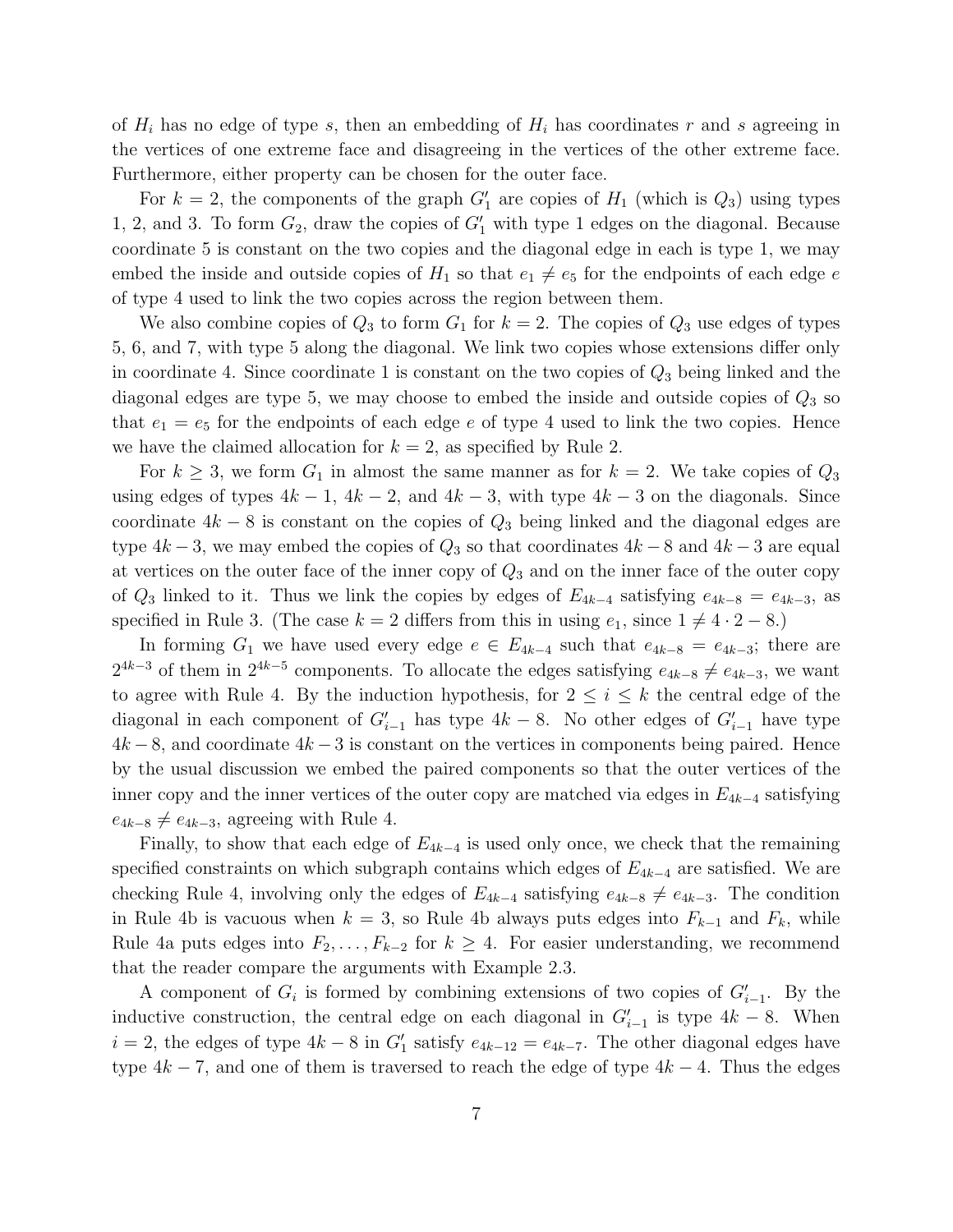of $H_i$ has no edge of type $s$, then an embedding of $H_i$ has coordinates $r$ and $s$ agreeing in the vertices of one extreme face and disagreeing in the vertices of the other extreme face. Furthermore, either property can be chosen for the outer face.

For $k = 2$, the components of the graph $G'_1$ are copies of $H_1$ (which is $Q_3$) using types 1, 2, and 3. To form $G_2$, draw the copies of $G'_1$ with type 1 edges on the diagonal. Because coordinate 5 is constant on the two copies and the diagonal edge in each is type 1, we may embed the inside and outside copies of $H_1$ so that $e_1 \neq e_5$ for the endpoints of each edge $e$ of type 4 used to link the two copies across the region between them.

We also combine copies of $Q_3$ to form $G_1$ for $k = 2$. The copies of $Q_3$ use edges of types 5, 6, and 7, with type 5 along the diagonal. We link two copies whose extensions differ only in coordinate 4. Since coordinate 1 is constant on the two copies of $Q_3$ being linked and the diagonal edges are type 5, we may choose to embed the inside and outside copies of $Q_3$ so that $e_1 = e_5$ for the endpoints of each edge $e$ of type 4 used to link the two copies. Hence we have the claimed allocation for $k = 2$, as specified by Rule 2.

For $k \geq 3$, we form $G_1$ in almost the same manner as for $k = 2$. We take copies of $Q_3$ using edges of types $4k-1$, $4k-2$, and $4k-3$, with type $4k-3$ on the diagonals. Since coordinate $4k-8$ is constant on the copies of $Q_3$ being linked and the diagonal edges are type $4k-3$, we may embed the copies of $Q_3$ so that coordinates $4k-8$ and $4k-3$ are equal at vertices on the outer face of the inner copy of $Q_3$ and on the inner face of the outer copy of $Q_3$ linked to it. Thus we link the copies by edges of $E_{4k-4}$ satisfying $e_{4k-8} = e_{4k-3}$, as specified in Rule 3. (The case $k = 2$ differs from this in using $e_1$, since $1 \neq 4 \cdot 2 - 8$.)

In forming $G_1$ we have used every edge $e \in E_{4k-4}$ such that $e_{4k-8} = e_{4k-3}$; there are $2^{4k-3}$ of them in $2^{4k-5}$ components. To allocate the edges satisfying $e_{4k-8} \neq e_{4k-3}$, we want to agree with Rule 4. By the induction hypothesis, for $2 \leq i \leq k$ the central edge of the diagonal in each component of $G'_{i-1}$ has type $4k-8$. No other edges of $G'_{i-1}$ have type $4k-8$, and coordinate $4k-3$ is constant on the vertices in components being paired. Hence by the usual discussion we embed the paired components so that the outer vertices of the inner copy and the inner vertices of the outer copy are matched via edges in $E_{4k-4}$ satisfying $e_{4k-8} \neq e_{4k-3}$, agreeing with Rule 4.

Finally, to show that each edge of $E_{4k-4}$ is used only once, we check that the remaining specified constraints on which subgraph contains which edges of $E_{4k-4}$ are satisfied. We are checking Rule 4, involving only the edges of $E_{4k-4}$ satisfying $e_{4k-8} \neq e_{4k-3}$. The condition in Rule 4b is vacuous when $k = 3$, so Rule 4b always puts edges into $F_{k-1}$ and $F_k$, while Rule 4a puts edges into $F_2, \ldots, F_{k-2}$ for $k \geq 4$. For easier understanding, we recommend that the reader compare the arguments with Example 2.3.

A component of $G_i$ is formed by combining extensions of two copies of $G'_{i-1}$. By the inductive construction, the central edge on each diagonal in $G'_{i-1}$ is type $4k-8$. When $i = 2$, the edges of type $4k-8$ in $G'_1$ satisfy $e_{4k-12} = e_{4k-7}$. The other diagonal edges have type $4k-7$, and one of them is traversed to reach the edge of type $4k-4$. Thus the edges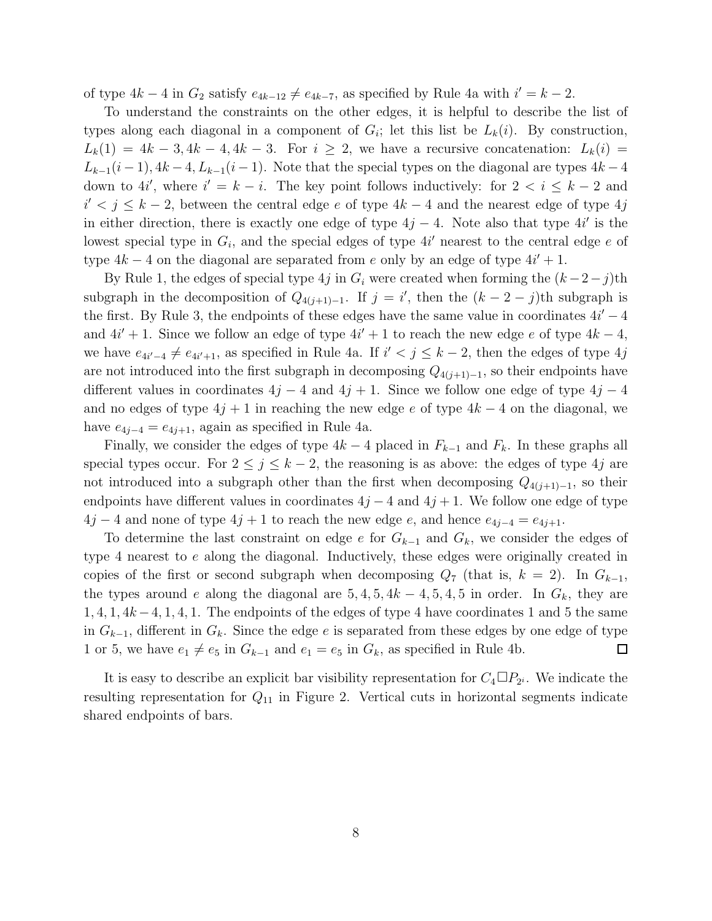of type $4k-4$ in $G_2$ satisfy $e_{4k-12} \neq e_{4k-7}$, as specified by Rule 4a with $i' = k-2$.

To understand the constraints on the other edges, it is helpful to describe the list of types along each diagonal in a component of $G_i$; let this list be $L_k(i)$. By construction, $L_k(1) = 4k-3, 4k-4, 4k-3$. For $i \geq 2$, we have a recursive concatenation: $L_k(i) = L_{k-1}(i-1), 4k-4, L_{k-1}(i-1)$. Note that the special types on the diagonal are types $4k-4$ down to $4i'$, where $i' = k-i$. The key point follows inductively: for $2 < i \leq k-2$ and $i' < j \leq k-2$, between the central edge $e$ of type $4k-4$ and the nearest edge of type $4j$ in either direction, there is exactly one edge of type $4j-4$. Note also that type $4i'$ is the lowest special type in $G_i$, and the special edges of type $4i'$ nearest to the central edge $e$ of type $4k-4$ on the diagonal are separated from $e$ only by an edge of type $4i'+1$.

By Rule 1, the edges of special type $4j$ in $G_i$ were created when forming the $(k-2-j)$th subgraph in the decomposition of $Q_{4(j+1)-1}$. If $j = i'$, then the $(k-2-j)$th subgraph is the first. By Rule 3, the endpoints of these edges have the same value in coordinates $4i'-4$ and $4i'+1$. Since we follow an edge of type $4i'+1$ to reach the new edge $e$ of type $4k-4$, we have $e_{4i'-4} \neq e_{4i'+1}$, as specified in Rule 4a. If $i' < j \leq k-2$, then the edges of type $4j$ are not introduced into the first subgraph in decomposing $Q_{4(j+1)-1}$, so their endpoints have different values in coordinates $4j-4$ and $4j+1$. Since we follow one edge of type $4j-4$ and no edges of type $4j+1$ in reaching the new edge $e$ of type $4k-4$ on the diagonal, we have $e_{4j-4} = e_{4j+1}$, again as specified in Rule 4a.

Finally, we consider the edges of type $4k-4$ placed in $F_{k-1}$ and $F_k$. In these graphs all special types occur. For $2 \leq j \leq k-2$, the reasoning is as above: the edges of type $4j$ are not introduced into a subgraph other than the first when decomposing $Q_{4(j+1)-1}$, so their endpoints have different values in coordinates $4j-4$ and $4j+1$. We follow one edge of type $4j-4$ and none of type $4j+1$ to reach the new edge $e$, and hence $e_{4j-4} = e_{4j+1}$.

To determine the last constraint on edge $e$ for $G_{k-1}$ and $G_k$, we consider the edges of type 4 nearest to $e$ along the diagonal. Inductively, these edges were originally created in copies of the first or second subgraph when decomposing $Q_7$ (that is, $k=2$). In $G_{k-1}$, the types around $e$ along the diagonal are $5, 4, 5, 4k-4, 5, 4, 5$ in order. In $G_k$, they are $1, 4, 1, 4k-4, 1, 4, 1$. The endpoints of the edges of type 4 have coordinates 1 and 5 the same in $G_{k-1}$, different in $G_k$. Since the edge $e$ is separated from these edges by one edge of type 1 or 5, we have $e_1 \neq e_5$ in $G_{k-1}$ and $e_1 = e_5$ in $G_k$, as specified in Rule 4b. $\square$

It is easy to describe an explicit bar visibility representation for $C_4 \square P_{2^i}$. We indicate the resulting representation for $Q_{11}$ in Figure 2. Vertical cuts in horizontal segments indicate shared endpoints of bars.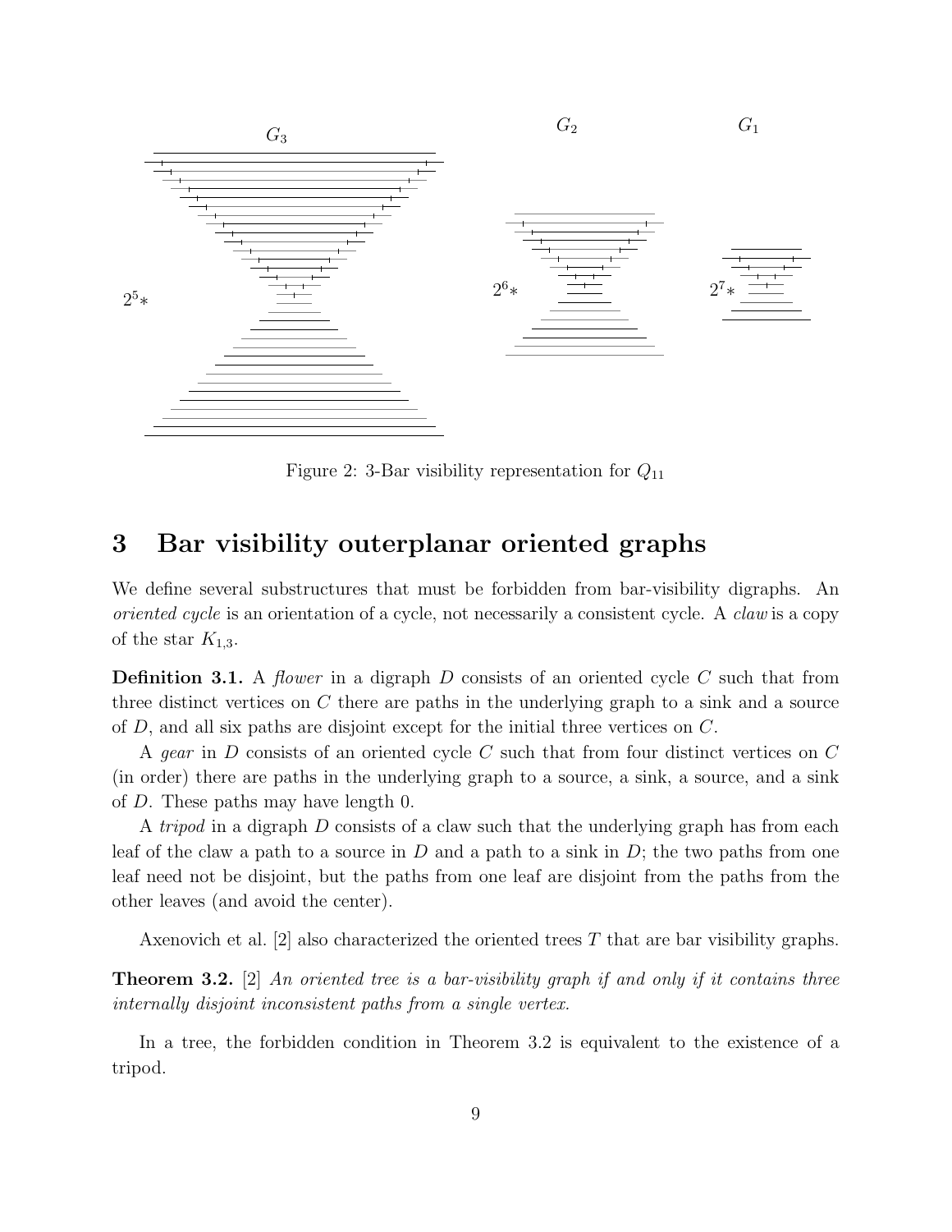$G_3$ $G_2$ $G_1$

$2^5*$ $2^6*$ $2^7*$

Figure 2: 3-Bar visibility representation for $Q_{11}$

## 3 Bar visibility outerplanar oriented graphs

We define several substructures that must be forbidden from bar-visibility digraphs. An *oriented cycle* is an orientation of a cycle, not necessarily a consistent cycle. A *claw* is a copy of the star $K_{1,3}$.

**Definition 3.1.** A *flower* in a digraph $D$ consists of an oriented cycle $C$ such that from three distinct vertices on $C$ there are paths in the underlying graph to a sink and a source of $D$, and all six paths are disjoint except for the initial three vertices on $C$.

A *gear* in $D$ consists of an oriented cycle $C$ such that from four distinct vertices on $C$ (in order) there are paths in the underlying graph to a source, a sink, a source, and a sink of $D$. These paths may have length 0.

A *tripod* in a digraph $D$ consists of a claw such that the underlying graph has from each leaf of the claw a path to a source in $D$ and a path to a sink in $D$; the two paths from one leaf need not be disjoint, but the paths from one leaf are disjoint from the paths from the other leaves (and avoid the center).

Axenovich et al. [2] also characterized the oriented trees $T$ that are bar visibility graphs.

**Theorem 3.2.** [2] *An oriented tree is a bar-visibility graph if and only if it contains three internally disjoint inconsistent paths from a single vertex.*

In a tree, the forbidden condition in Theorem 3.2 is equivalent to the existence of a tripod.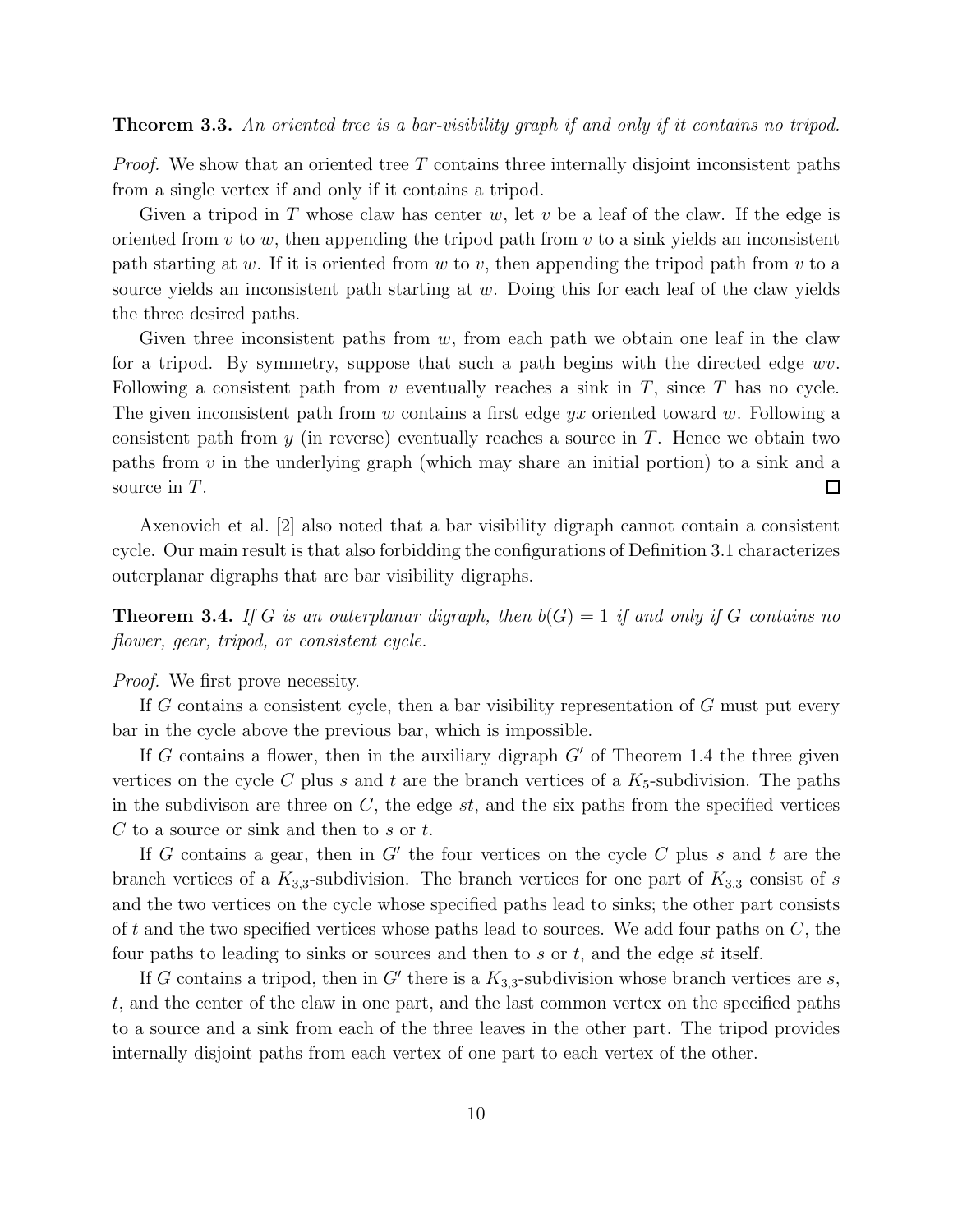**Theorem 3.3.** *An oriented tree is a bar-visibility graph if and only if it contains no tripod.*

*Proof.* We show that an oriented tree $T$ contains three internally disjoint inconsistent paths from a single vertex if and only if it contains a tripod.

Given a tripod in $T$ whose claw has center $w$, let $v$ be a leaf of the claw. If the edge is oriented from $v$ to $w$, then appending the tripod path from $v$ to a sink yields an inconsistent path starting at $w$. If it is oriented from $w$ to $v$, then appending the tripod path from $v$ to a source yields an inconsistent path starting at $w$. Doing this for each leaf of the claw yields the three desired paths.

Given three inconsistent paths from $w$, from each path we obtain one leaf in the claw for a tripod. By symmetry, suppose that such a path begins with the directed edge $wv$. Following a consistent path from $v$ eventually reaches a sink in $T$, since $T$ has no cycle. The given inconsistent path from $w$ contains a first edge $yx$ oriented toward $w$. Following a consistent path from $y$ (in reverse) eventually reaches a source in $T$. Hence we obtain two paths from $v$ in the underlying graph (which may share an initial portion) to a sink and a source in $T$. □

Axenovich et al. [2] also noted that a bar visibility digraph cannot contain a consistent cycle. Our main result is that also forbidding the configurations of Definition 3.1 characterizes outerplanar digraphs that are bar visibility digraphs.

**Theorem 3.4.** *If $G$ is an outerplanar digraph, then $b(G) = 1$ if and only if $G$ contains no flower, gear, tripod, or consistent cycle.*

*Proof.* We first prove necessity.

If $G$ contains a consistent cycle, then a bar visibility representation of $G$ must put every bar in the cycle above the previous bar, which is impossible.

If $G$ contains a flower, then in the auxiliary digraph $G'$ of Theorem 1.4 the three given vertices on the cycle $C$ plus $s$ and $t$ are the branch vertices of a $K_5$-subdivision. The paths in the subdivison are three on $C$, the edge $st$, and the six paths from the specified vertices $C$ to a source or sink and then to $s$ or $t$.

If $G$ contains a gear, then in $G'$ the four vertices on the cycle $C$ plus $s$ and $t$ are the branch vertices of a $K_{3,3}$-subdivision. The branch vertices for one part of $K_{3,3}$ consist of $s$ and the two vertices on the cycle whose specified paths lead to sinks; the other part consists of $t$ and the two specified vertices whose paths lead to sources. We add four paths on $C$, the four paths to leading to sinks or sources and then to $s$ or $t$, and the edge $st$ itself.

If $G$ contains a tripod, then in $G'$ there is a $K_{3,3}$-subdivision whose branch vertices are $s$, $t$, and the center of the claw in one part, and the last common vertex on the specified paths to a source and a sink from each of the three leaves in the other part. The tripod provides internally disjoint paths from each vertex of one part to each vertex of the other.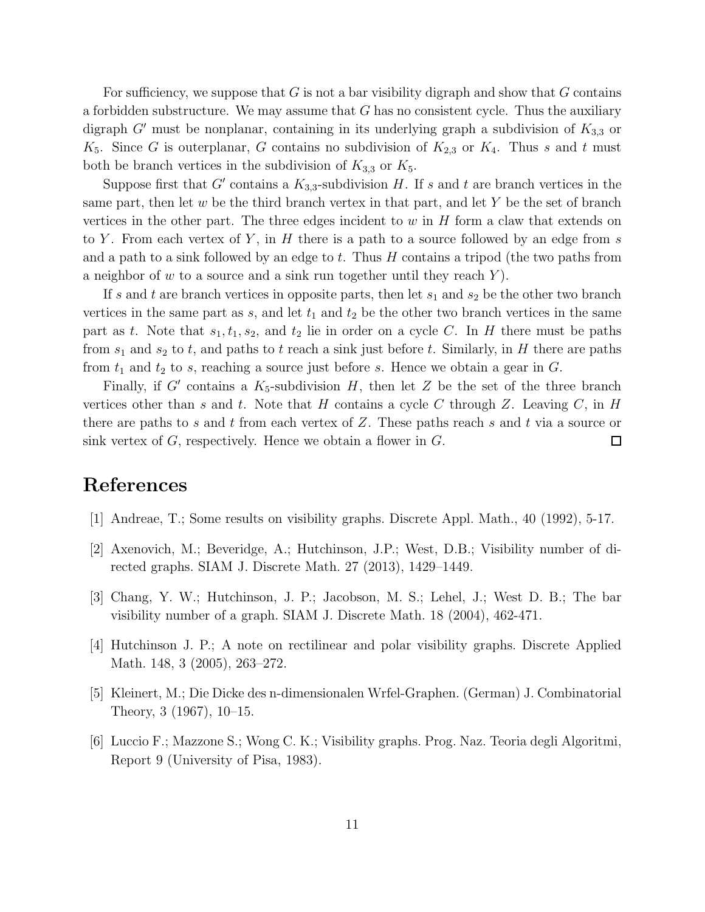For sufficiency, we suppose that $G$ is not a bar visibility digraph and show that $G$ contains a forbidden substructure. We may assume that $G$ has no consistent cycle. Thus the auxiliary digraph $G'$ must be nonplanar, containing in its underlying graph a subdivision of $K_{3,3}$ or $K_5$. Since $G$ is outerplanar, $G$ contains no subdivision of $K_{2,3}$ or $K_4$. Thus $s$ and $t$ must both be branch vertices in the subdivision of $K_{3,3}$ or $K_5$.

Suppose first that $G'$ contains a $K_{3,3}$-subdivision $H$. If $s$ and $t$ are branch vertices in the same part, then let $w$ be the third branch vertex in that part, and let $Y$ be the set of branch vertices in the other part. The three edges incident to $w$ in $H$ form a claw that extends on to $Y$. From each vertex of $Y$, in $H$ there is a path to a source followed by an edge from $s$ and a path to a sink followed by an edge to $t$. Thus $H$ contains a tripod (the two paths from a neighbor of $w$ to a source and a sink run together until they reach $Y$).

If $s$ and $t$ are branch vertices in opposite parts, then let $s_1$ and $s_2$ be the other two branch vertices in the same part as $s$, and let $t_1$ and $t_2$ be the other two branch vertices in the same part as $t$. Note that $s_1, t_1, s_2$, and $t_2$ lie in order on a cycle $C$. In $H$ there must be paths from $s_1$ and $s_2$ to $t$, and paths to $t$ reach a sink just before $t$. Similarly, in $H$ there are paths from $t_1$ and $t_2$ to $s$, reaching a source just before $s$. Hence we obtain a gear in $G$.

Finally, if $G'$ contains a $K_5$-subdivision $H$, then let $Z$ be the set of the three branch vertices other than $s$ and $t$. Note that $H$ contains a cycle $C$ through $Z$. Leaving $C$, in $H$ there are paths to $s$ and $t$ from each vertex of $Z$. These paths reach $s$ and $t$ via a source or sink vertex of $G$, respectively. Hence we obtain a flower in $G$. □

# References

[1] Andreae, T.; Some results on visibility graphs. Discrete Appl. Math., 40 (1992), 5-17.

[2] Axenovich, M.; Beveridge, A.; Hutchinson, J.P.; West, D.B.; Visibility number of directed graphs. SIAM J. Discrete Math. 27 (2013), 1429–1449.

[3] Chang, Y. W.; Hutchinson, J. P.; Jacobson, M. S.; Lehel, J.; West D. B.; The bar visibility number of a graph. SIAM J. Discrete Math. 18 (2004), 462-471.

[4] Hutchinson J. P.; A note on rectilinear and polar visibility graphs. Discrete Applied Math. 148, 3 (2005), 263–272.

[5] Kleinert, M.; Die Dicke des n-dimensionalen Wrfel-Graphen. (German) J. Combinatorial Theory, 3 (1967), 10–15.

[6] Luccio F.; Mazzone S.; Wong C. K.; Visibility graphs. Prog. Naz. Teoria degli Algoritmi, Report 9 (University of Pisa, 1983).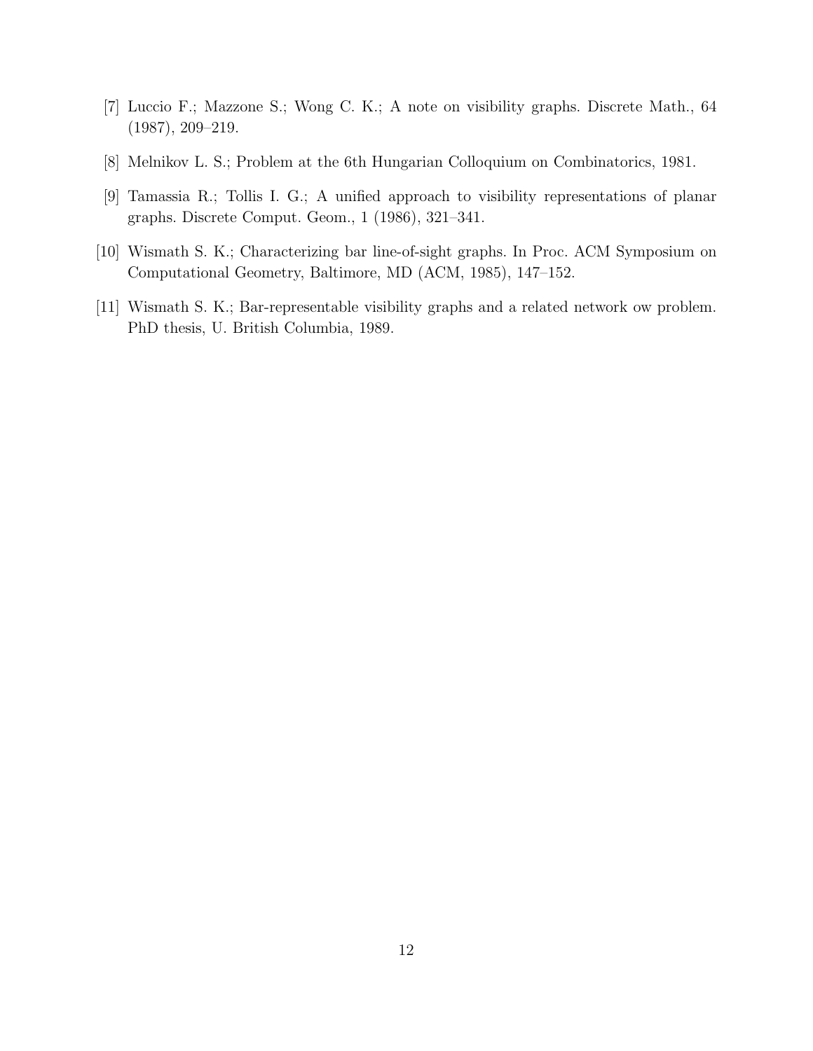[7] Luccio F.; Mazzone S.; Wong C. K.; A note on visibility graphs. Discrete Math., 64 (1987), 209–219.

[8] Melnikov L. S.; Problem at the 6th Hungarian Colloquium on Combinatorics, 1981.

[9] Tamassia R.; Tollis I. G.; A unified approach to visibility representations of planar graphs. Discrete Comput. Geom., 1 (1986), 321–341.

[10] Wismath S. K.; Characterizing bar line-of-sight graphs. In Proc. ACM Symposium on Computational Geometry, Baltimore, MD (ACM, 1985), 147–152.

[11] Wismath S. K.; Bar-representable visibility graphs and a related network ow problem. PhD thesis, U. British Columbia, 1989.